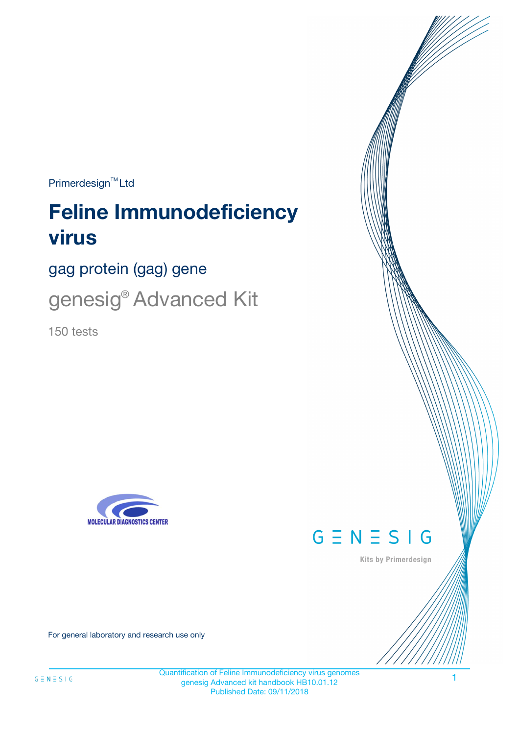Primerdesign™ Ltd

# Feline Immunodeficiency virus

## gag protein (gag) gene

## genesig® Advanced Kit

150 tests

MOLECULAR DIAGNOSTICS CENTER

GENESIG

Kits by Primerdesign

For general laboratory and research use only

Quantification of Feline Immunodeficiency virus genomes
genesig Advanced kit handbook HB10.01.12
Published Date: 09/11/2018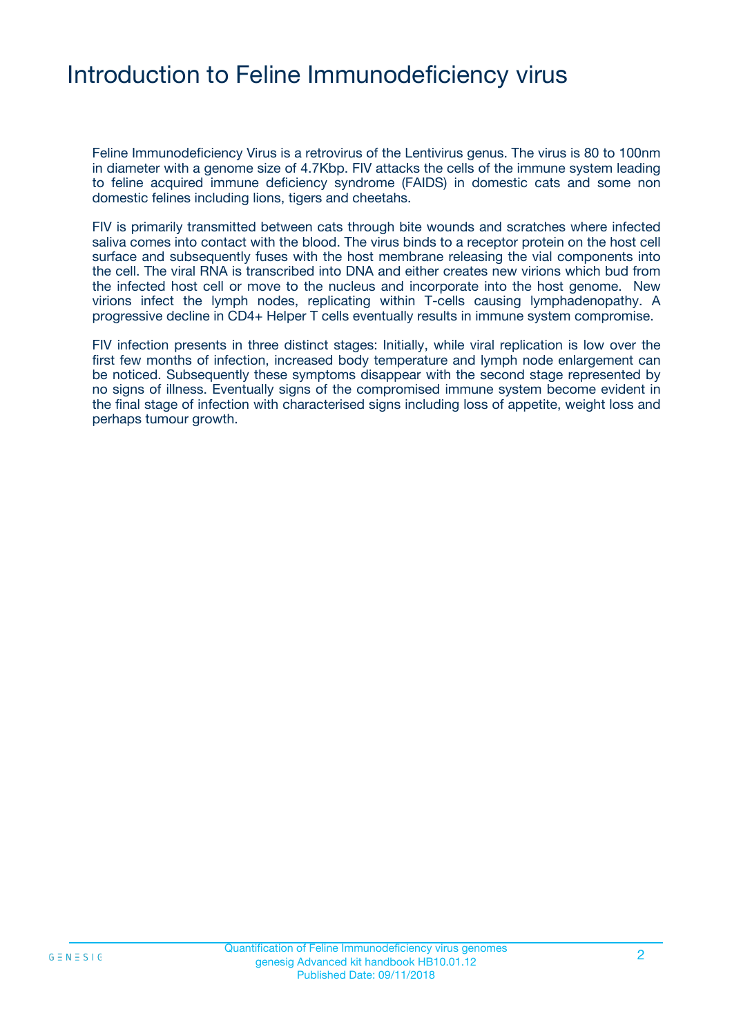# Introduction to Feline Immunodeficiency virus

Feline Immunodeficiency Virus is a retrovirus of the Lentivirus genus. The virus is 80 to 100nm in diameter with a genome size of 4.7Kbp. FIV attacks the cells of the immune system leading to feline acquired immune deficiency syndrome (FAIDS) in domestic cats and some non domestic felines including lions, tigers and cheetahs.

FIV is primarily transmitted between cats through bite wounds and scratches where infected saliva comes into contact with the blood. The virus binds to a receptor protein on the host cell surface and subsequently fuses with the host membrane releasing the vial components into the cell. The viral RNA is transcribed into DNA and either creates new virions which bud from the infected host cell or move to the nucleus and incorporate into the host genome. New virions infect the lymph nodes, replicating within T-cells causing lymphadenopathy. A progressive decline in CD4+ Helper T cells eventually results in immune system compromise.

FIV infection presents in three distinct stages: Initially, while viral replication is low over the first few months of infection, increased body temperature and lymph node enlargement can be noticed. Subsequently these symptoms disappear with the second stage represented by no signs of illness. Eventually signs of the compromised immune system become evident in the final stage of infection with characterised signs including loss of appetite, weight loss and perhaps tumour growth.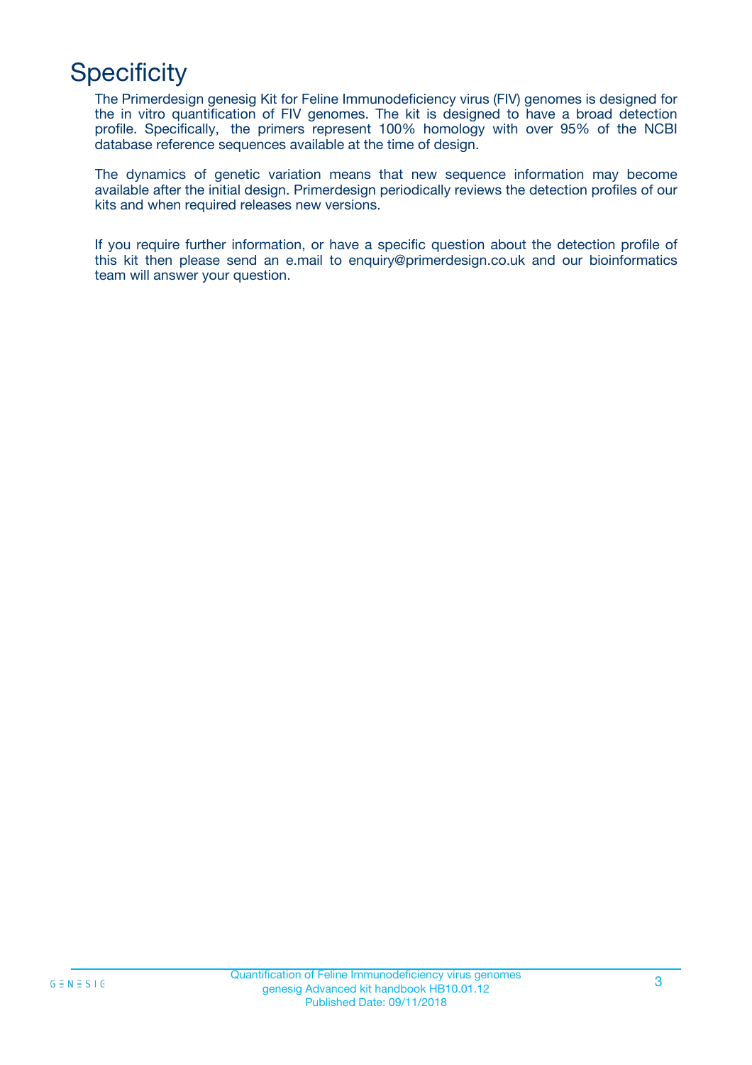# Specificity

The Primerdesign genesig Kit for Feline Immunodeficiency virus (FIV) genomes is designed for the in vitro quantification of FIV genomes. The kit is designed to have a broad detection profile. Specifically, the primers represent 100% homology with over 95% of the NCBI database reference sequences available at the time of design.

The dynamics of genetic variation means that new sequence information may become available after the initial design. Primerdesign periodically reviews the detection profiles of our kits and when required releases new versions.

If you require further information, or have a specific question about the detection profile of this kit then please send an e.mail to enquiry@primerdesign.co.uk and our bioinformatics team will answer your question.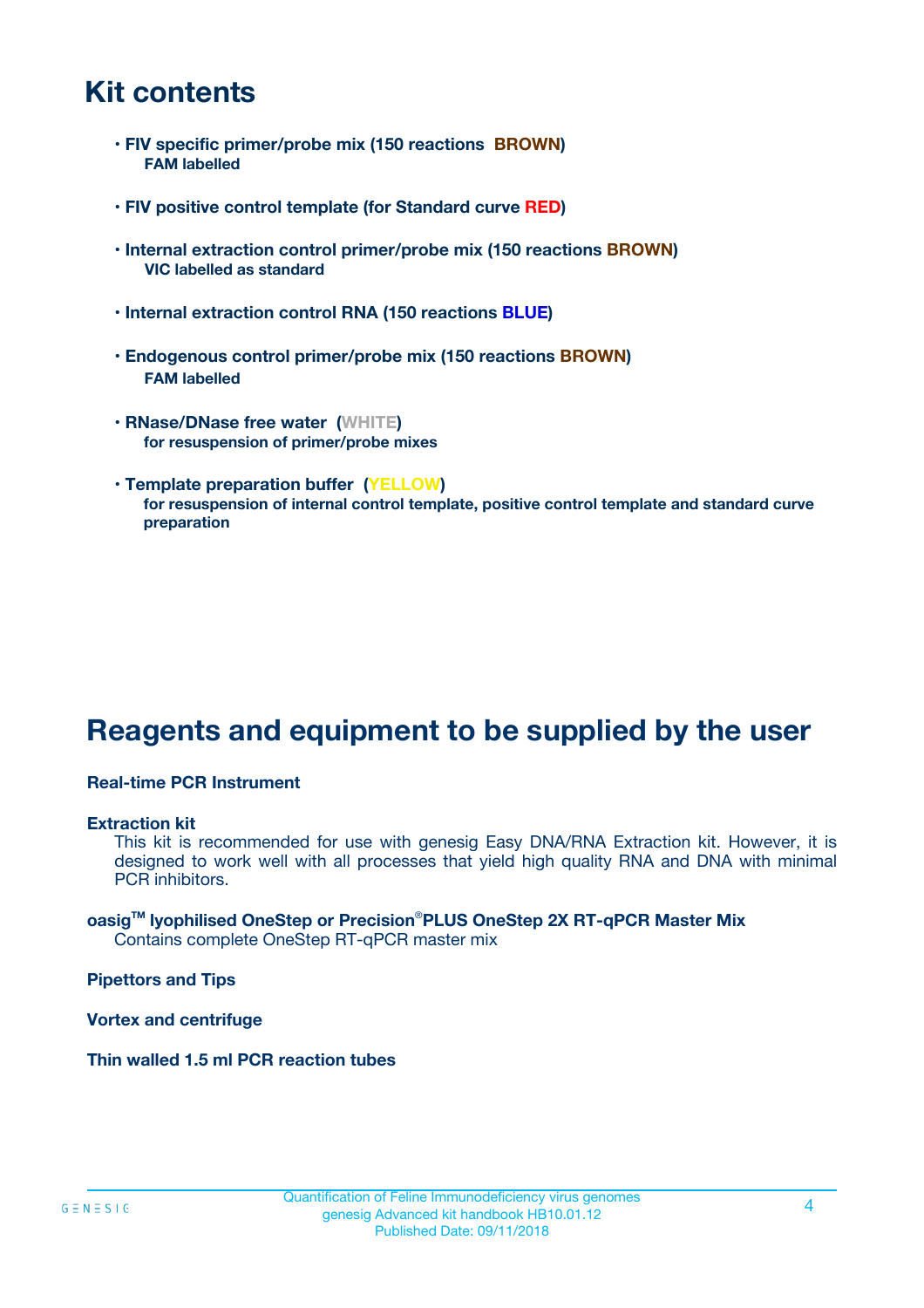# Kit contents

- **FIV specific primer/probe mix (150 reactions BROWN)**
  **FAM labelled**

- **FIV positive control template (for Standard curve RED)**

- **Internal extraction control primer/probe mix (150 reactions BROWN)**
  **VIC labelled as standard**

- **Internal extraction control RNA (150 reactions BLUE)**

- **Endogenous control primer/probe mix (150 reactions BROWN)**
  **FAM labelled**

- **RNase/DNase free water (WHITE)**
  **for resuspension of primer/probe mixes**

- **Template preparation buffer (YELLOW)**
  **for resuspension of internal control template, positive control template and standard curve preparation**

# Reagents and equipment to be supplied by the user

**Real-time PCR Instrument**

**Extraction kit**
This kit is recommended for use with genesig Easy DNA/RNA Extraction kit. However, it is designed to work well with all processes that yield high quality RNA and DNA with minimal PCR inhibitors.

**oasig™ lyophilised OneStep or Precision®PLUS OneStep 2X RT-qPCR Master Mix**
Contains complete OneStep RT-qPCR master mix

**Pipettors and Tips**

**Vortex and centrifuge**

**Thin walled 1.5 ml PCR reaction tubes**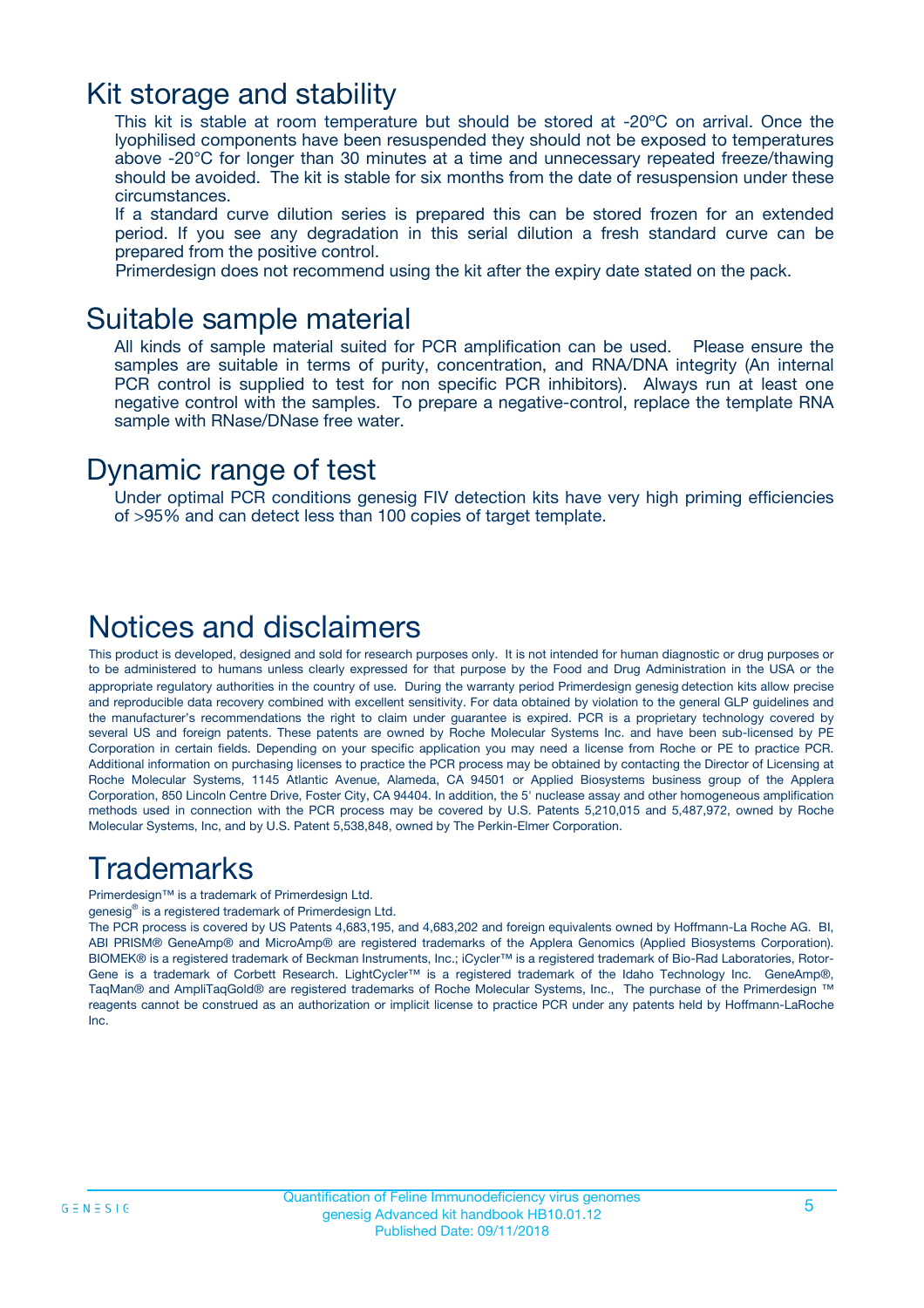# Kit storage and stability

This kit is stable at room temperature but should be stored at -20ºC on arrival. Once the lyophilised components have been resuspended they should not be exposed to temperatures above -20°C for longer than 30 minutes at a time and unnecessary repeated freeze/thawing should be avoided. The kit is stable for six months from the date of resuspension under these circumstances.

If a standard curve dilution series is prepared this can be stored frozen for an extended period. If you see any degradation in this serial dilution a fresh standard curve can be prepared from the positive control.

Primerdesign does not recommend using the kit after the expiry date stated on the pack.

# Suitable sample material

All kinds of sample material suited for PCR amplification can be used. Please ensure the samples are suitable in terms of purity, concentration, and RNA/DNA integrity (An internal PCR control is supplied to test for non specific PCR inhibitors). Always run at least one negative control with the samples. To prepare a negative-control, replace the template RNA sample with RNase/DNase free water.

# Dynamic range of test

Under optimal PCR conditions genesig FIV detection kits have very high priming efficiencies of >95% and can detect less than 100 copies of target template.

# Notices and disclaimers

This product is developed, designed and sold for research purposes only. It is not intended for human diagnostic or drug purposes or to be administered to humans unless clearly expressed for that purpose by the Food and Drug Administration in the USA or the appropriate regulatory authorities in the country of use. During the warranty period Primerdesign genesig detection kits allow precise and reproducible data recovery combined with excellent sensitivity. For data obtained by violation to the general GLP guidelines and the manufacturer's recommendations the right to claim under guarantee is expired. PCR is a proprietary technology covered by several US and foreign patents. These patents are owned by Roche Molecular Systems Inc. and have been sub-licensed by PE Corporation in certain fields. Depending on your specific application you may need a license from Roche or PE to practice PCR. Additional information on purchasing licenses to practice the PCR process may be obtained by contacting the Director of Licensing at Roche Molecular Systems, 1145 Atlantic Avenue, Alameda, CA 94501 or Applied Biosystems business group of the Applera Corporation, 850 Lincoln Centre Drive, Foster City, CA 94404. In addition, the 5' nuclease assay and other homogeneous amplification methods used in connection with the PCR process may be covered by U.S. Patents 5,210,015 and 5,487,972, owned by Roche Molecular Systems, Inc, and by U.S. Patent 5,538,848, owned by The Perkin-Elmer Corporation.

# Trademarks

Primerdesign™ is a trademark of Primerdesign Ltd.

genesig® is a registered trademark of Primerdesign Ltd.

The PCR process is covered by US Patents 4,683,195, and 4,683,202 and foreign equivalents owned by Hoffmann-La Roche AG. BI, ABI PRISM® GeneAmp® and MicroAmp® are registered trademarks of the Applera Genomics (Applied Biosystems Corporation). BIOMEK® is a registered trademark of Beckman Instruments, Inc.; iCycler™ is a registered trademark of Bio-Rad Laboratories, Rotor-Gene is a trademark of Corbett Research. LightCycler™ is a registered trademark of the Idaho Technology Inc. GeneAmp®, TaqMan® and AmpliTaqGold® are registered trademarks of Roche Molecular Systems, Inc., The purchase of the Primerdesign ™ reagents cannot be construed as an authorization or implicit license to practice PCR under any patents held by Hoffmann-LaRoche Inc.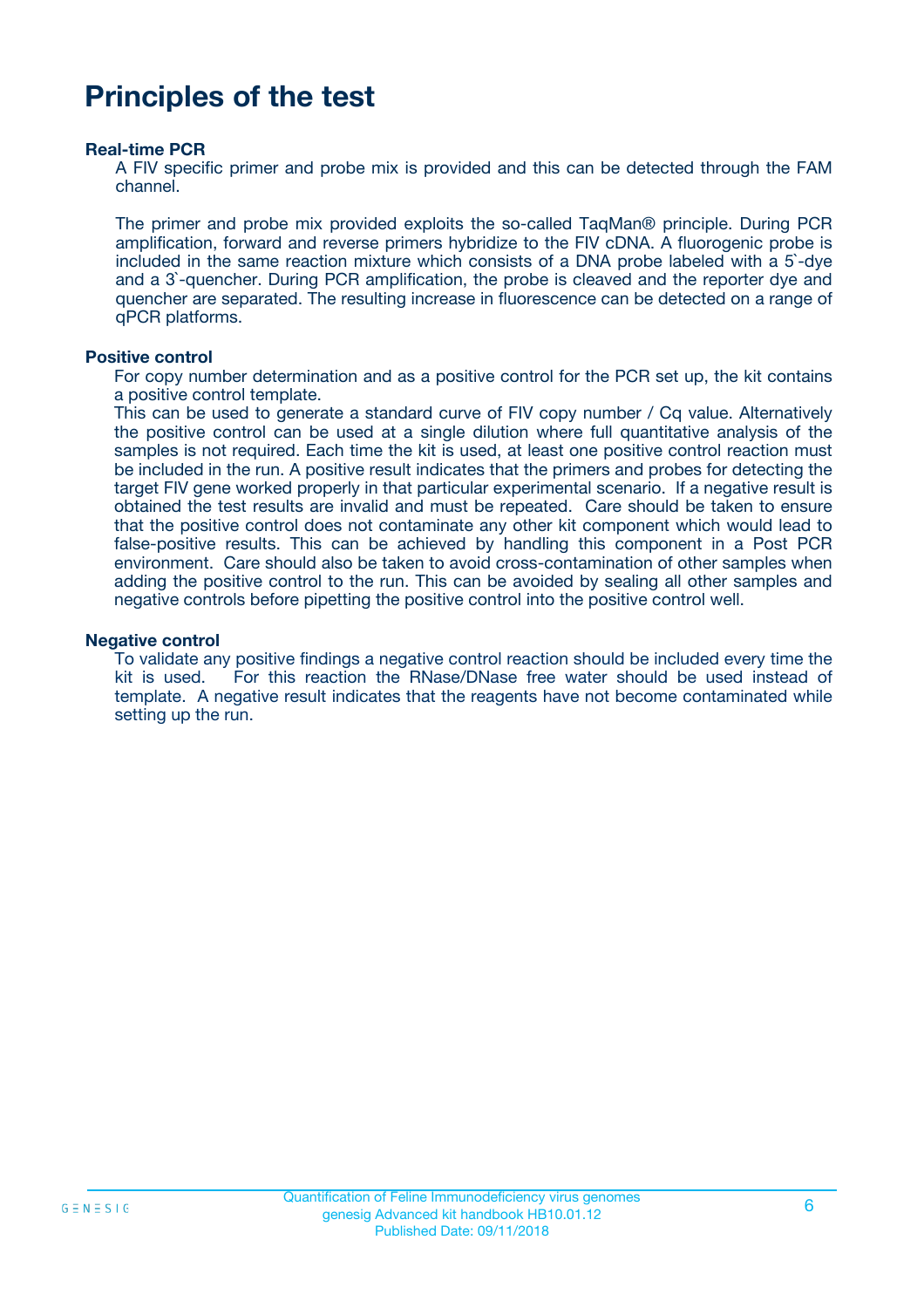# Principles of the test

### Real-time PCR

A FIV specific primer and probe mix is provided and this can be detected through the FAM channel.

The primer and probe mix provided exploits the so-called TaqMan® principle. During PCR amplification, forward and reverse primers hybridize to the FIV cDNA. A fluorogenic probe is included in the same reaction mixture which consists of a DNA probe labeled with a 5`-dye and a 3`-quencher. During PCR amplification, the probe is cleaved and the reporter dye and quencher are separated. The resulting increase in fluorescence can be detected on a range of qPCR platforms.

### Positive control

For copy number determination and as a positive control for the PCR set up, the kit contains a positive control template.
This can be used to generate a standard curve of FIV copy number / Cq value. Alternatively the positive control can be used at a single dilution where full quantitative analysis of the samples is not required. Each time the kit is used, at least one positive control reaction must be included in the run. A positive result indicates that the primers and probes for detecting the target FIV gene worked properly in that particular experimental scenario. If a negative result is obtained the test results are invalid and must be repeated. Care should be taken to ensure that the positive control does not contaminate any other kit component which would lead to false-positive results. This can be achieved by handling this component in a Post PCR environment. Care should also be taken to avoid cross-contamination of other samples when adding the positive control to the run. This can be avoided by sealing all other samples and negative controls before pipetting the positive control into the positive control well.

### Negative control

To validate any positive findings a negative control reaction should be included every time the kit is used. For this reaction the RNase/DNase free water should be used instead of template. A negative result indicates that the reagents have not become contaminated while setting up the run.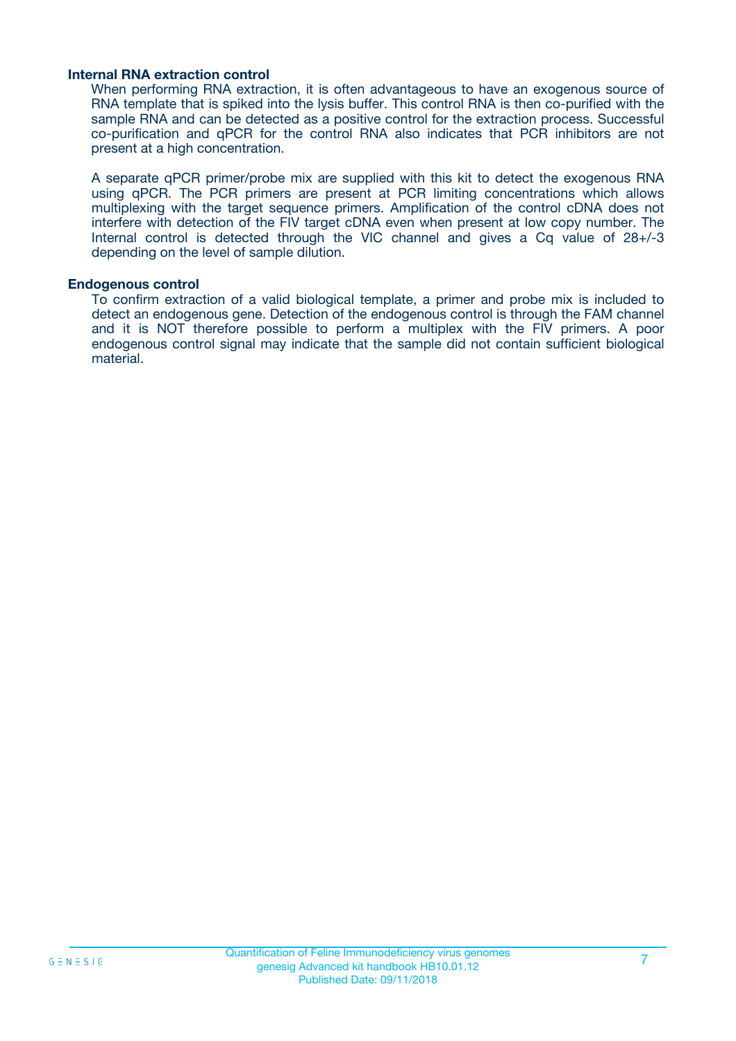### Internal RNA extraction control

When performing RNA extraction, it is often advantageous to have an exogenous source of RNA template that is spiked into the lysis buffer. This control RNA is then co-purified with the sample RNA and can be detected as a positive control for the extraction process. Successful co-purification and qPCR for the control RNA also indicates that PCR inhibitors are not present at a high concentration.

A separate qPCR primer/probe mix are supplied with this kit to detect the exogenous RNA using qPCR. The PCR primers are present at PCR limiting concentrations which allows multiplexing with the target sequence primers. Amplification of the control cDNA does not interfere with detection of the FIV target cDNA even when present at low copy number. The Internal control is detected through the VIC channel and gives a Cq value of 28+/-3 depending on the level of sample dilution.

### Endogenous control

To confirm extraction of a valid biological template, a primer and probe mix is included to detect an endogenous gene. Detection of the endogenous control is through the FAM channel and it is NOT therefore possible to perform a multiplex with the FIV primers. A poor endogenous control signal may indicate that the sample did not contain sufficient biological material.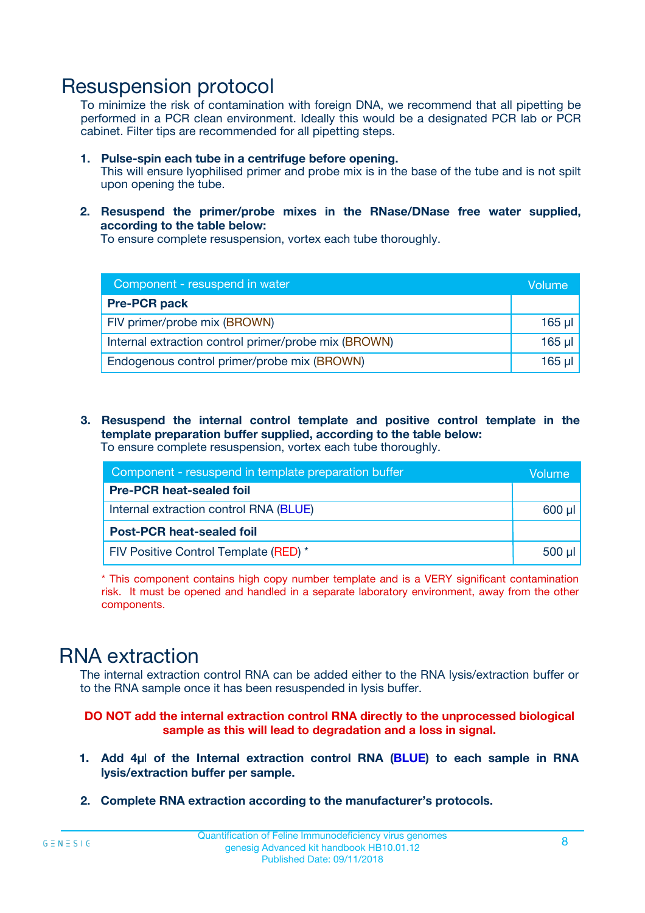# Resuspension protocol

To minimize the risk of contamination with foreign DNA, we recommend that all pipetting be performed in a PCR clean environment. Ideally this would be a designated PCR lab or PCR cabinet. Filter tips are recommended for all pipetting steps.

1. **Pulse-spin each tube in a centrifuge before opening.**
   This will ensure lyophilised primer and probe mix is in the base of the tube and is not spilt upon opening the tube.

2. **Resuspend the primer/probe mixes in the RNase/DNase free water supplied, according to the table below:**
   To ensure complete resuspension, vortex each tube thoroughly.

| Component - resuspend in water | Volume |
|---|---|
| **Pre-PCR pack** | |
| FIV primer/probe mix (BROWN) | 165 µl |
| Internal extraction control primer/probe mix (BROWN) | 165 µl |
| Endogenous control primer/probe mix (BROWN) | 165 µl |

3. **Resuspend the internal control template and positive control template in the template preparation buffer supplied, according to the table below:**
   To ensure complete resuspension, vortex each tube thoroughly.

| Component - resuspend in template preparation buffer | Volume |
|---|---|
| **Pre-PCR heat-sealed foil** | |
| Internal extraction control RNA (BLUE) | 600 µl |
| **Post-PCR heat-sealed foil** | |
| FIV Positive Control Template (RED) * | 500 µl |

* This component contains high copy number template and is a VERY significant contamination risk. It must be opened and handled in a separate laboratory environment, away from the other components.

# RNA extraction

The internal extraction control RNA can be added either to the RNA lysis/extraction buffer or to the RNA sample once it has been resuspended in lysis buffer.

**DO NOT add the internal extraction control RNA directly to the unprocessed biological sample as this will lead to degradation and a loss in signal.**

1. **Add 4µl of the Internal extraction control RNA (BLUE) to each sample in RNA lysis/extraction buffer per sample.**

2. **Complete RNA extraction according to the manufacturer's protocols.**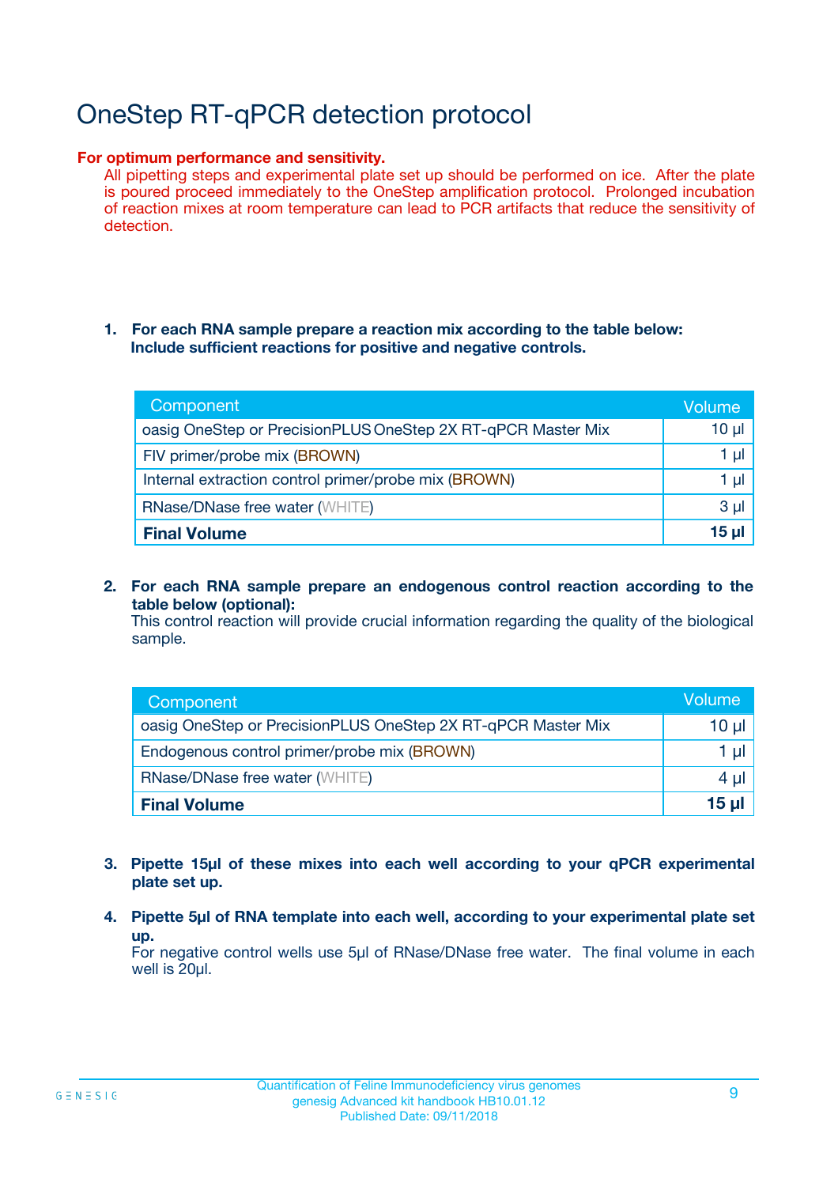# OneStep RT-qPCR detection protocol

**For optimum performance and sensitivity.**

All pipetting steps and experimental plate set up should be performed on ice. After the plate is poured proceed immediately to the OneStep amplification protocol. Prolonged incubation of reaction mixes at room temperature can lead to PCR artifacts that reduce the sensitivity of detection.

1. **For each RNA sample prepare a reaction mix according to the table below: Include sufficient reactions for positive and negative controls.**

| Component | Volume |
|---|---|
| oasig OneStep or PrecisionPLUS OneStep 2X RT-qPCR Master Mix | 10 µl |
| FIV primer/probe mix (BROWN) | 1 µl |
| Internal extraction control primer/probe mix (BROWN) | 1 µl |
| RNase/DNase free water (WHITE) | 3 µl |
| **Final Volume** | **15 µl** |

2. **For each RNA sample prepare an endogenous control reaction according to the table below (optional):**
   This control reaction will provide crucial information regarding the quality of the biological sample.

| Component | Volume |
|---|---|
| oasig OneStep or PrecisionPLUS OneStep 2X RT-qPCR Master Mix | 10 µl |
| Endogenous control primer/probe mix (BROWN) | 1 µl |
| RNase/DNase free water (WHITE) | 4 µl |
| **Final Volume** | **15 µl** |

3. **Pipette 15µl of these mixes into each well according to your qPCR experimental plate set up.**

4. **Pipette 5µl of RNA template into each well, according to your experimental plate set up.**
   For negative control wells use 5µl of RNase/DNase free water. The final volume in each well is 20µl.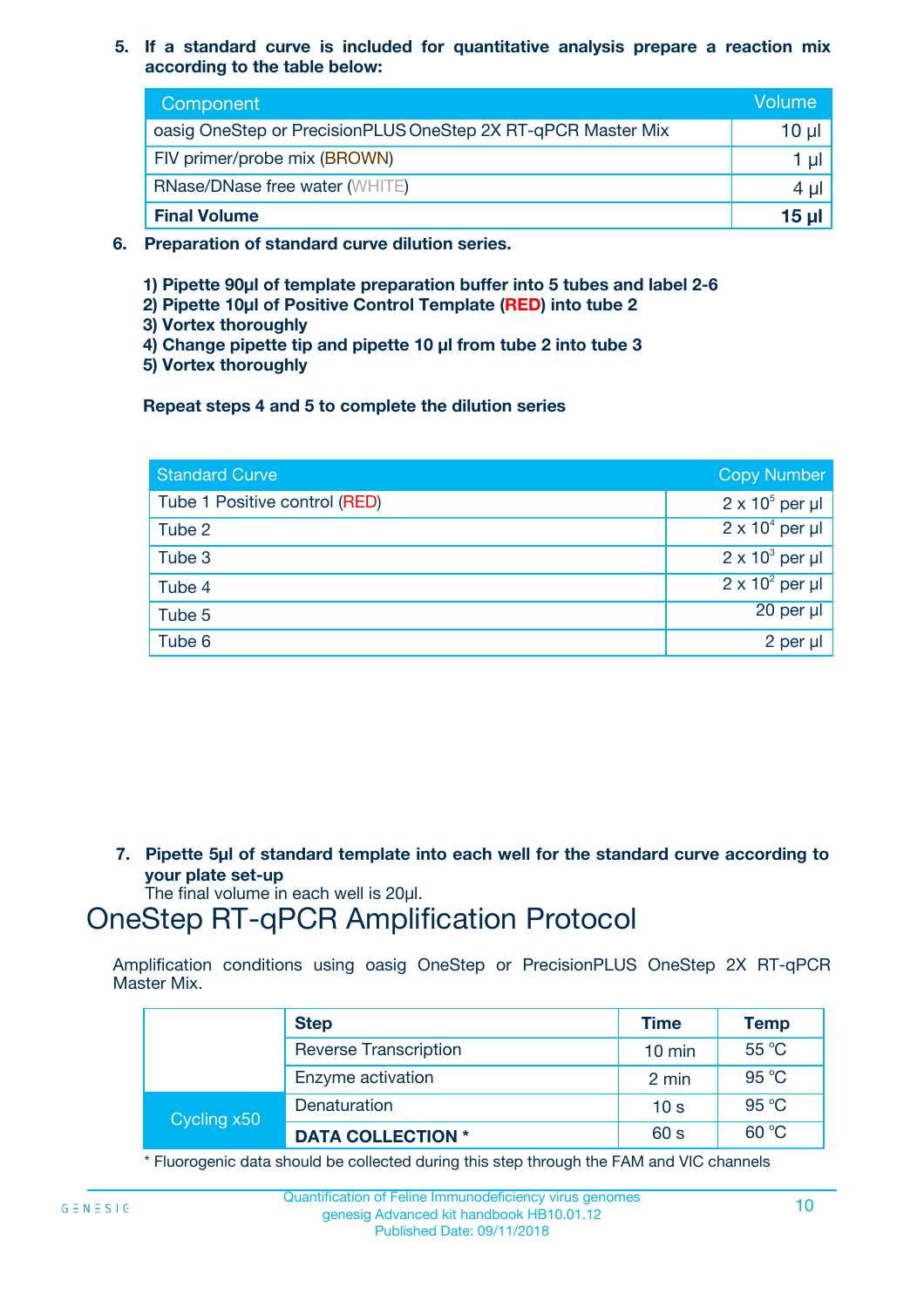5. **If a standard curve is included for quantitative analysis prepare a reaction mix according to the table below:**

| Component | Volume |
|---|---|
| oasig OneStep or PrecisionPLUS OneStep 2X RT-qPCR Master Mix | 10 µl |
| FIV primer/probe mix (BROWN) | 1 µl |
| RNase/DNase free water (WHITE) | 4 µl |
| **Final Volume** | **15 µl** |

6. **Preparation of standard curve dilution series.**

   **1) Pipette 90µl of template preparation buffer into 5 tubes and label 2-6**
   **2) Pipette 10µl of Positive Control Template (RED) into tube 2**
   **3) Vortex thoroughly**
   **4) Change pipette tip and pipette 10 µl from tube 2 into tube 3**
   **5) Vortex thoroughly**

   **Repeat steps 4 and 5 to complete the dilution series**

| Standard Curve | Copy Number |
|---|---|
| Tube 1 Positive control (RED) | $2 \times 10^5$ per µl |
| Tube 2 | $2 \times 10^4$ per µl |
| Tube 3 | $2 \times 10^3$ per µl |
| Tube 4 | $2 \times 10^2$ per µl |
| Tube 5 | 20 per µl |
| Tube 6 | 2 per µl |

7. **Pipette 5µl of standard template into each well for the standard curve according to your plate set-up**
   The final volume in each well is 20µl.

# OneStep RT-qPCR Amplification Protocol

Amplification conditions using oasig OneStep or PrecisionPLUS OneStep 2X RT-qPCR Master Mix.

| | Step | Time | Temp |
|---|---|---|---|
| | Reverse Transcription | 10 min | 55 °C |
| | Enzyme activation | 2 min | 95 °C |
| Cycling x50 | Denaturation | 10 s | 95 °C |
| | **DATA COLLECTION *** | 60 s | 60 °C |

* Fluorogenic data should be collected during this step through the FAM and VIC channels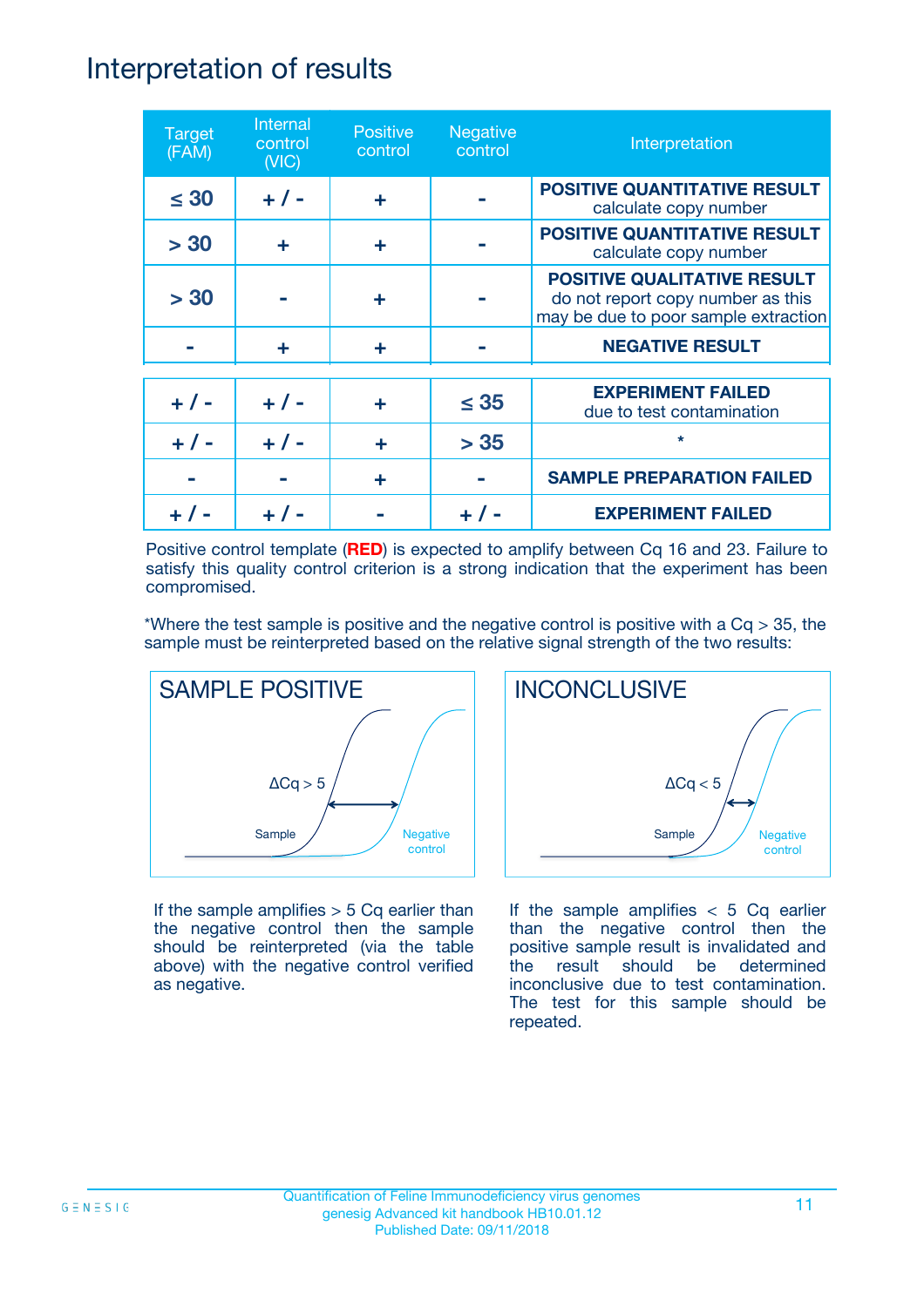# Interpretation of results

| Target (FAM) | Internal control (VIC) | Positive control | Negative control | Interpretation |
|---|---|---|---|---|
| ≤ 30 | + / - | + | - | **POSITIVE QUANTITATIVE RESULT** calculate copy number |
| > 30 | + | + | - | **POSITIVE QUANTITATIVE RESULT** calculate copy number |
| > 30 | - | + | - | **POSITIVE QUALITATIVE RESULT** do not report copy number as this may be due to poor sample extraction |
| - | + | + | - | **NEGATIVE RESULT** |
| + / - | + / - | + | ≤ 35 | **EXPERIMENT FAILED** due to test contamination |
| + / - | + / - | + | > 35 | * |
| - | - | + | - | **SAMPLE PREPARATION FAILED** |
| + / - | + / - | - | + / - | **EXPERIMENT FAILED** |

Positive control template (**RED**) is expected to amplify between Cq 16 and 23. Failure to satisfy this quality control criterion is a strong indication that the experiment has been compromised.

*Where the test sample is positive and the negative control is positive with a Cq > 35, the sample must be reinterpreted based on the relative signal strength of the two results:

## SAMPLE POSITIVE

ΔCq > 5

Sample

Negative control

If the sample amplifies > 5 Cq earlier than the negative control then the sample should be reinterpreted (via the table above) with the negative control verified as negative.

## INCONCLUSIVE

ΔCq < 5

Sample

Negative control

If the sample amplifies < 5 Cq earlier than the negative control then the positive sample result is invalidated and the result should be determined inconclusive due to test contamination. The test for this sample should be repeated.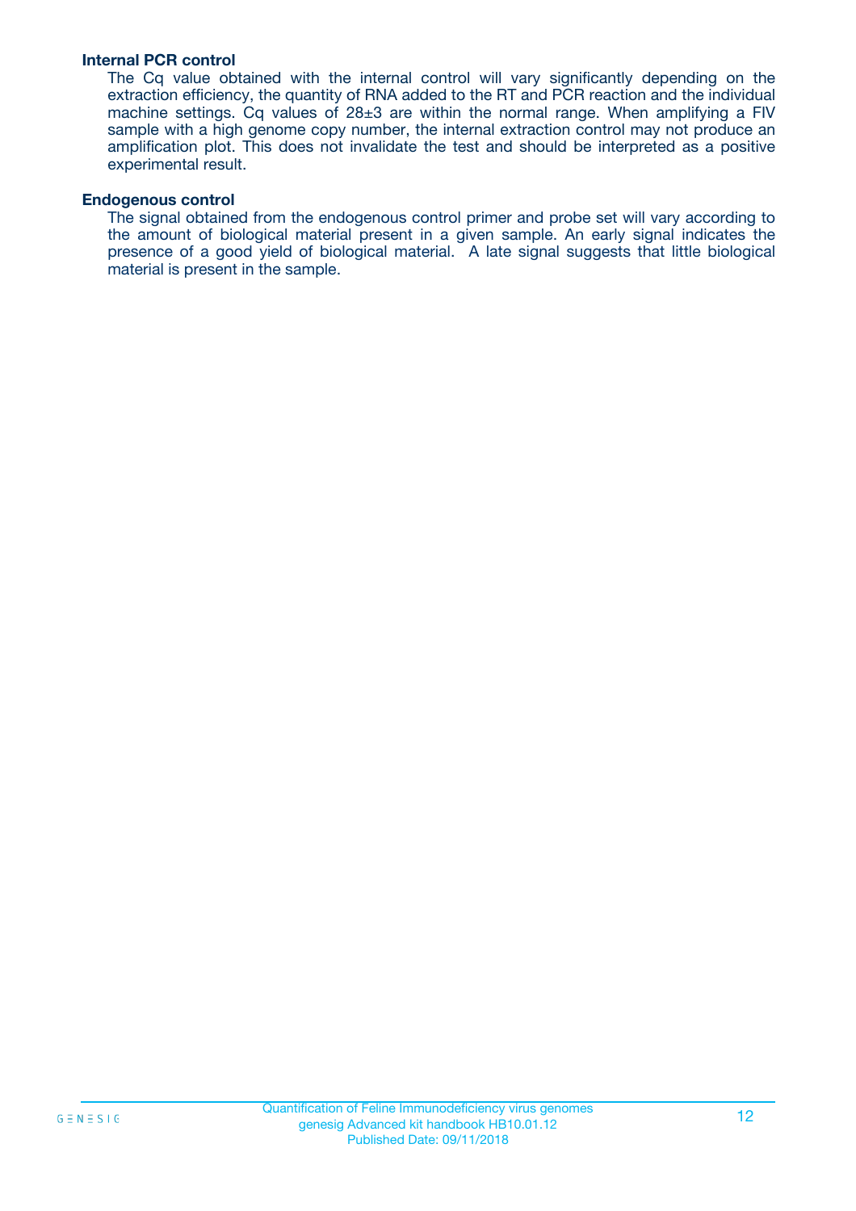### Internal PCR control

The Cq value obtained with the internal control will vary significantly depending on the extraction efficiency, the quantity of RNA added to the RT and PCR reaction and the individual machine settings. Cq values of 28±3 are within the normal range. When amplifying a FIV sample with a high genome copy number, the internal extraction control may not produce an amplification plot. This does not invalidate the test and should be interpreted as a positive experimental result.

### Endogenous control

The signal obtained from the endogenous control primer and probe set will vary according to the amount of biological material present in a given sample. An early signal indicates the presence of a good yield of biological material. A late signal suggests that little biological material is present in the sample.